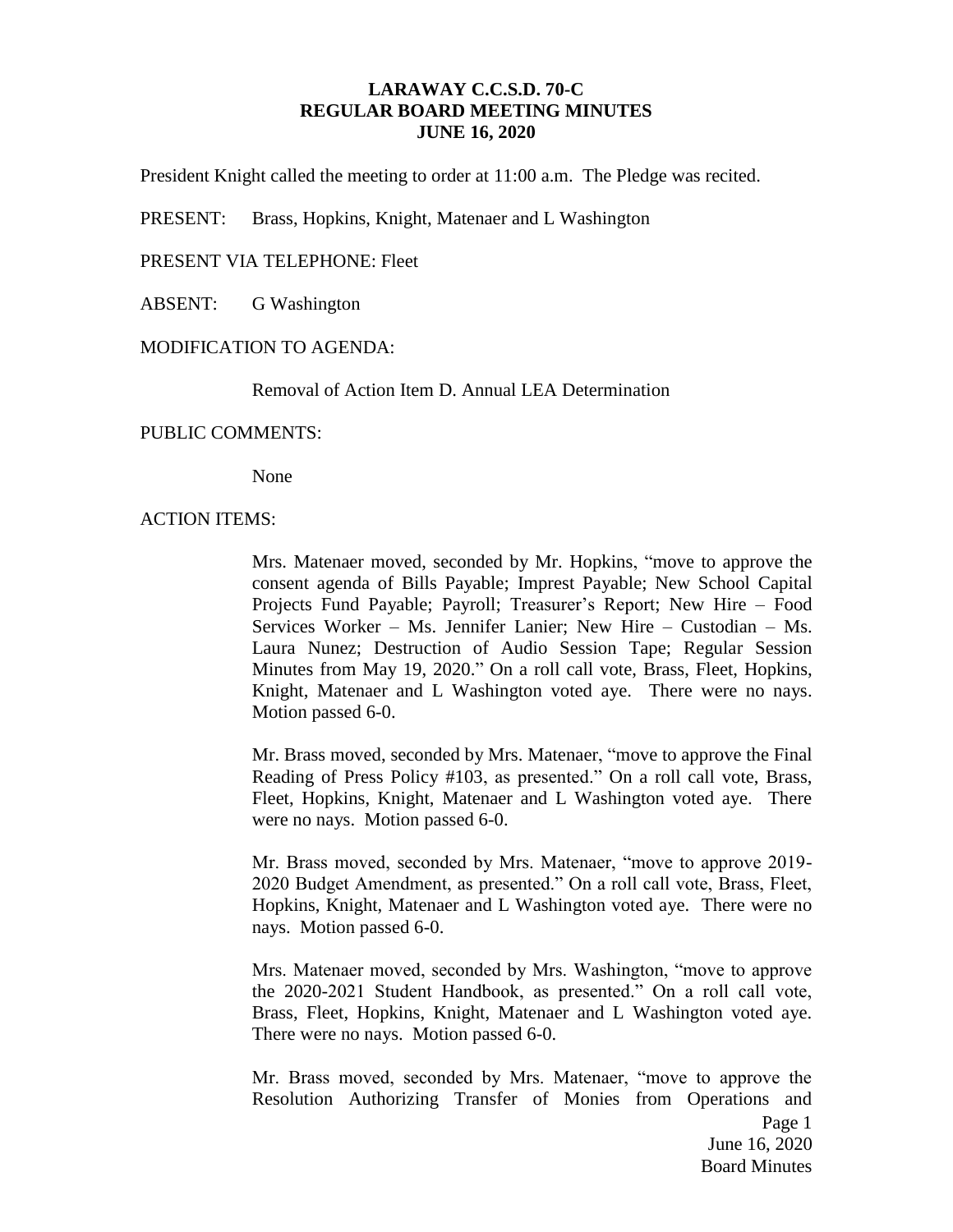# LARAWAY C.C.S.D. 70-C
## REGULAR BOARD MEETING MINUTES
## JUNE 16, 2020

President Knight called the meeting to order at 11:00 a.m. The Pledge was recited.

PRESENT: Brass, Hopkins, Knight, Matenaer and L Washington

PRESENT VIA TELEPHONE: Fleet

ABSENT: G Washington

MODIFICATION TO AGENDA:

Removal of Action Item D. Annual LEA Determination

PUBLIC COMMENTS:

None

ACTION ITEMS:

Mrs. Matenaer moved, seconded by Mr. Hopkins, "move to approve the consent agenda of Bills Payable; Imprest Payable; New School Capital Projects Fund Payable; Payroll; Treasurer's Report; New Hire – Food Services Worker – Ms. Jennifer Lanier; New Hire – Custodian – Ms. Laura Nunez; Destruction of Audio Session Tape; Regular Session Minutes from May 19, 2020." On a roll call vote, Brass, Fleet, Hopkins, Knight, Matenaer and L Washington voted aye. There were no nays. Motion passed 6-0.

Mr. Brass moved, seconded by Mrs. Matenaer, "move to approve the Final Reading of Press Policy #103, as presented." On a roll call vote, Brass, Fleet, Hopkins, Knight, Matenaer and L Washington voted aye. There were no nays. Motion passed 6-0.

Mr. Brass moved, seconded by Mrs. Matenaer, "move to approve 2019-2020 Budget Amendment, as presented." On a roll call vote, Brass, Fleet, Hopkins, Knight, Matenaer and L Washington voted aye. There were no nays. Motion passed 6-0.

Mrs. Matenaer moved, seconded by Mrs. Washington, "move to approve the 2020-2021 Student Handbook, as presented." On a roll call vote, Brass, Fleet, Hopkins, Knight, Matenaer and L Washington voted aye. There were no nays. Motion passed 6-0.

Mr. Brass moved, seconded by Mrs. Matenaer, "move to approve the Resolution Authorizing Transfer of Monies from Operations and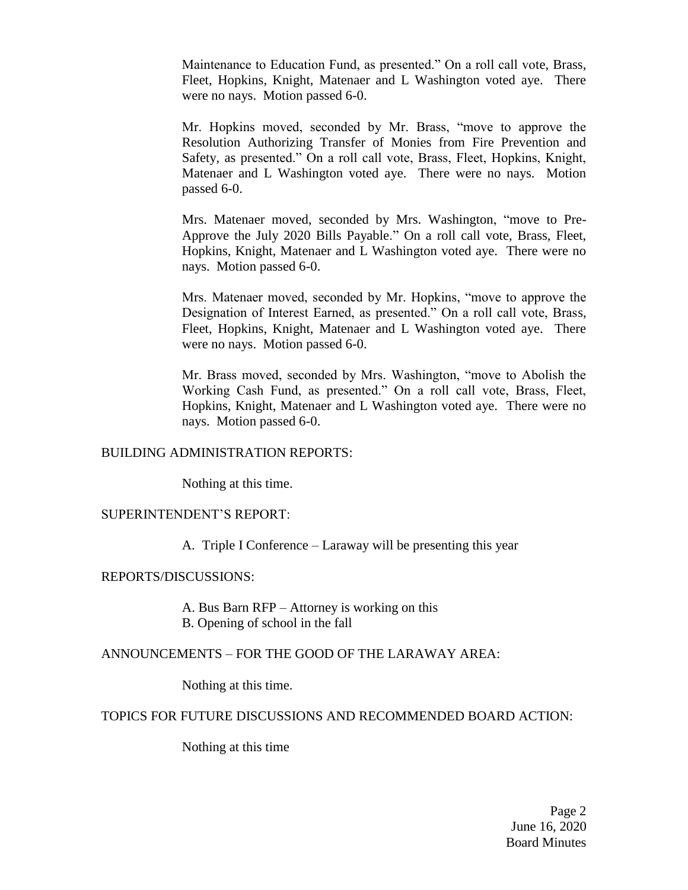Maintenance to Education Fund, as presented." On a roll call vote, Brass, Fleet, Hopkins, Knight, Matenaer and L Washington voted aye. There were no nays. Motion passed 6-0.

Mr. Hopkins moved, seconded by Mr. Brass, "move to approve the Resolution Authorizing Transfer of Monies from Fire Prevention and Safety, as presented." On a roll call vote, Brass, Fleet, Hopkins, Knight, Matenaer and L Washington voted aye. There were no nays. Motion passed 6-0.

Mrs. Matenaer moved, seconded by Mrs. Washington, "move to Pre-Approve the July 2020 Bills Payable." On a roll call vote, Brass, Fleet, Hopkins, Knight, Matenaer and L Washington voted aye. There were no nays. Motion passed 6-0.

Mrs. Matenaer moved, seconded by Mr. Hopkins, "move to approve the Designation of Interest Earned, as presented." On a roll call vote, Brass, Fleet, Hopkins, Knight, Matenaer and L Washington voted aye. There were no nays. Motion passed 6-0.

Mr. Brass moved, seconded by Mrs. Washington, "move to Abolish the Working Cash Fund, as presented." On a roll call vote, Brass, Fleet, Hopkins, Knight, Matenaer and L Washington voted aye. There were no nays. Motion passed 6-0.

BUILDING ADMINISTRATION REPORTS:

Nothing at this time.

SUPERINTENDENT'S REPORT:

A. Triple I Conference – Laraway will be presenting this year

REPORTS/DISCUSSIONS:

A. Bus Barn RFP – Attorney is working on this
B. Opening of school in the fall

ANNOUNCEMENTS – FOR THE GOOD OF THE LARAWAY AREA:

Nothing at this time.

TOPICS FOR FUTURE DISCUSSIONS AND RECOMMENDED BOARD ACTION:

Nothing at this time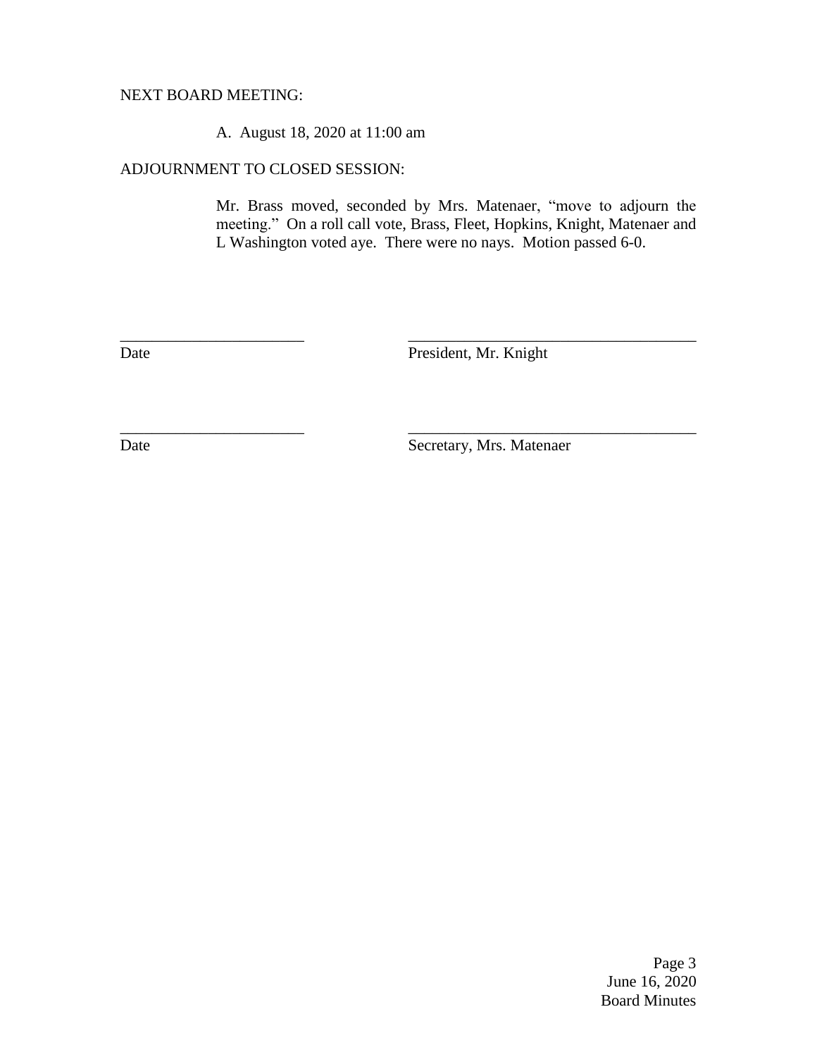NEXT BOARD MEETING:

A. August 18, 2020 at 11:00 am

ADJOURNMENT TO CLOSED SESSION:

Mr. Brass moved, seconded by Mrs. Matenaer, "move to adjourn the meeting." On a roll call vote, Brass, Fleet, Hopkins, Knight, Matenaer and L Washington voted aye. There were no nays. Motion passed 6-0.

_______________________ _______________________________

Date President, Mr. Knight

_______________________ _______________________________

Date Secretary, Mrs. Matenaer